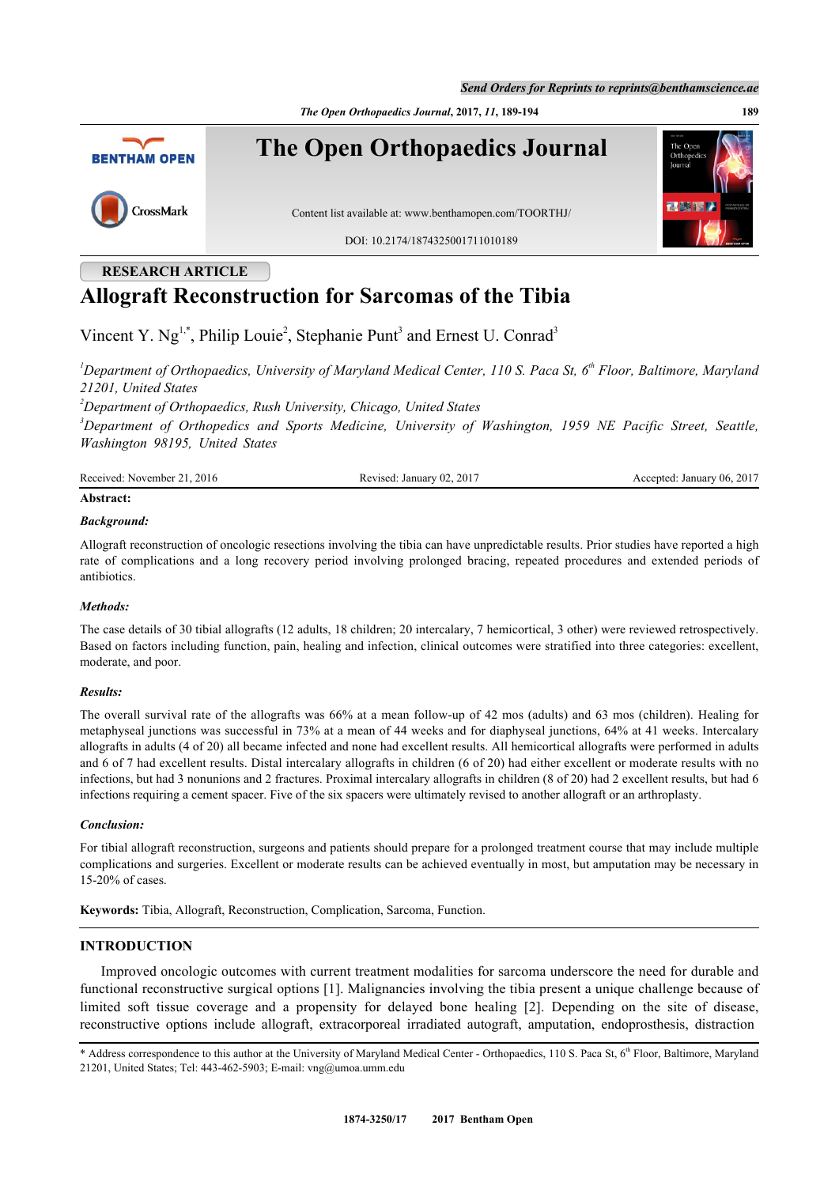RESEARCH ARTICLE

# Allograft Reconstruction for Sarcomas of the Tibia

Vincent Y. Ng[1,*], Philip Louie[2], Stephanie Punt[3] and Ernest U. Conrad[3]

[1]*Department of Orthopaedics, University of Maryland Medical Center, 110 S. Paca St, 6th Floor, Baltimore, Maryland 21201, United States*

[2]*Department of Orthopaedics, Rush University, Chicago, United States*

[3]*Department of Orthopedics and Sports Medicine, University of Washington, 1959 NE Pacific Street, Seattle, Washington 98195, United States*

Received: November 21, 2016 | Revised: January 02, 2017 | Accepted: January 06, 2017

**Abstract:**

***Background:***

Allograft reconstruction of oncologic resections involving the tibia can have unpredictable results. Prior studies have reported a high rate of complications and a long recovery period involving prolonged bracing, repeated procedures and extended periods of antibiotics.

***Methods:***

The case details of 30 tibial allografts (12 adults, 18 children; 20 intercalary, 7 hemicortical, 3 other) were reviewed retrospectively. Based on factors including function, pain, healing and infection, clinical outcomes were stratified into three categories: excellent, moderate, and poor.

***Results:***

The overall survival rate of the allografts was 66% at a mean follow-up of 42 mos (adults) and 63 mos (children). Healing for metaphyseal junctions was successful in 73% at a mean of 44 weeks and for diaphyseal junctions, 64% at 41 weeks. Intercalary allografts in adults (4 of 20) all became infected and none had excellent results. All hemicortical allografts were performed in adults and 6 of 7 had excellent results. Distal intercalary allografts in children (6 of 20) had either excellent or moderate results with no infections, but had 3 nonunions and 2 fractures. Proximal intercalary allografts in children (8 of 20) had 2 excellent results, but had 6 infections requiring a cement spacer. Five of the six spacers were ultimately revised to another allograft or an arthroplasty.

***Conclusion:***

For tibial allograft reconstruction, surgeons and patients should prepare for a prolonged treatment course that may include multiple complications and surgeries. Excellent or moderate results can be achieved eventually in most, but amputation may be necessary in 15-20% of cases.

**Keywords:** Tibia, Allograft, Reconstruction, Complication, Sarcoma, Function.

## INTRODUCTION

Improved oncologic outcomes with current treatment modalities for sarcoma underscore the need for durable and functional reconstructive surgical options [1]. Malignancies involving the tibia present a unique challenge because of limited soft tissue coverage and a propensity for delayed bone healing [2]. Depending on the site of disease, reconstructive options include allograft, extracorporeal irradiated autograft, amputation, endoprosthesis, distraction

\* Address correspondence to this author at the University of Maryland Medical Center - Orthopaedics, 110 S. Paca St, 6th Floor, Baltimore, Maryland 21201, United States; Tel: 443-462-5903; E-mail: vng@umoa.umm.edu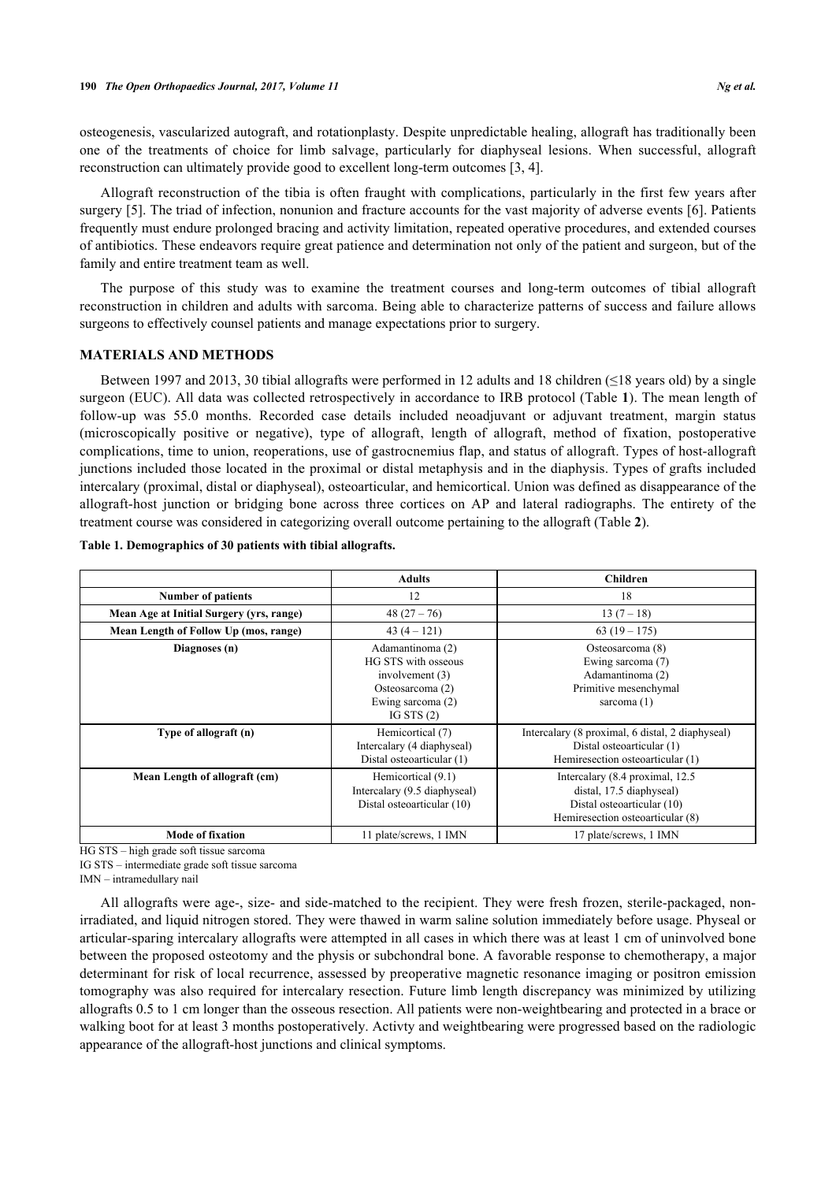osteogenesis, vascularized autograft, and rotationplasty. Despite unpredictable healing, allograft has traditionally been one of the treatments of choice for limb salvage, particularly for diaphyseal lesions. When successful, allograft reconstruction can ultimately provide good to excellent long-term outcomes [3, 4].

Allograft reconstruction of the tibia is often fraught with complications, particularly in the first few years after surgery [5]. The triad of infection, nonunion and fracture accounts for the vast majority of adverse events [6]. Patients frequently must endure prolonged bracing and activity limitation, repeated operative procedures, and extended courses of antibiotics. These endeavors require great patience and determination not only of the patient and surgeon, but of the family and entire treatment team as well.

The purpose of this study was to examine the treatment courses and long-term outcomes of tibial allograft reconstruction in children and adults with sarcoma. Being able to characterize patterns of success and failure allows surgeons to effectively counsel patients and manage expectations prior to surgery.

## MATERIALS AND METHODS

Between 1997 and 2013, 30 tibial allografts were performed in 12 adults and 18 children (≤18 years old) by a single surgeon (EUC). All data was collected retrospectively in accordance to IRB protocol (Table **1**). The mean length of follow-up was 55.0 months. Recorded case details included neoadjuvant or adjuvant treatment, margin status (microscopically positive or negative), type of allograft, length of allograft, method of fixation, postoperative complications, time to union, reoperations, use of gastrocnemius flap, and status of allograft. Types of host-allograft junctions included those located in the proximal or distal metaphysis and in the diaphysis. Types of grafts included intercalary (proximal, distal or diaphyseal), osteoarticular, and hemicortical. Union was defined as disappearance of the allograft-host junction or bridging bone across three cortices on AP and lateral radiographs. The entirety of the treatment course was considered in categorizing overall outcome pertaining to the allograft (Table **2**).

**Table 1. Demographics of 30 patients with tibial allografts.**

| | Adults | Children |
|---|---|---|
| **Number of patients** | 12 | 18 |
| **Mean Age at Initial Surgery (yrs, range)** | 48 (27 – 76) | 13 (7 – 18) |
| **Mean Length of Follow Up (mos, range)** | 43 (4 – 121) | 63 (19 – 175) |
| **Diagnoses (n)** | Adamantinoma (2)<br>HG STS with osseous involvement (3)<br>Osteosarcoma (2)<br>Ewing sarcoma (2)<br>IG STS (2) | Osteosarcoma (8)<br>Ewing sarcoma (7)<br>Adamantinoma (2)<br>Primitive mesenchymal sarcoma (1) |
| **Type of allograft (n)** | Hemicortical (7)<br>Intercalary (4 diaphyseal)<br>Distal osteoarticular (1) | Intercalary (8 proximal, 6 distal, 2 diaphyseal)<br>Distal osteoarticular (1)<br>Hemiresection osteoarticular (1) |
| **Mean Length of allograft (cm)** | Hemicortical (9.1)<br>Intercalary (9.5 diaphyseal)<br>Distal osteoarticular (10) | Intercalary (8.4 proximal, 12.5 distal, 17.5 diaphyseal)<br>Distal osteoarticular (10)<br>Hemiresection osteoarticular (8) |
| **Mode of fixation** | 11 plate/screws, 1 IMN | 17 plate/screws, 1 IMN |

HG STS – high grade soft tissue sarcoma

IG STS – intermediate grade soft tissue sarcoma

IMN – intramedullary nail

All allografts were age-, size- and side-matched to the recipient. They were fresh frozen, sterile-packaged, non-irradiated, and liquid nitrogen stored. They were thawed in warm saline solution immediately before usage. Physeal or articular-sparing intercalary allografts were attempted in all cases in which there was at least 1 cm of uninvolved bone between the proposed osteotomy and the physis or subchondral bone. A favorable response to chemotherapy, a major determinant for risk of local recurrence, assessed by preoperative magnetic resonance imaging or positron emission tomography was also required for intercalary resection. Future limb length discrepancy was minimized by utilizing allografts 0.5 to 1 cm longer than the osseous resection. All patients were non-weightbearing and protected in a brace or walking boot for at least 3 months postoperatively. Activty and weightbearing were progressed based on the radiologic appearance of the allograft-host junctions and clinical symptoms.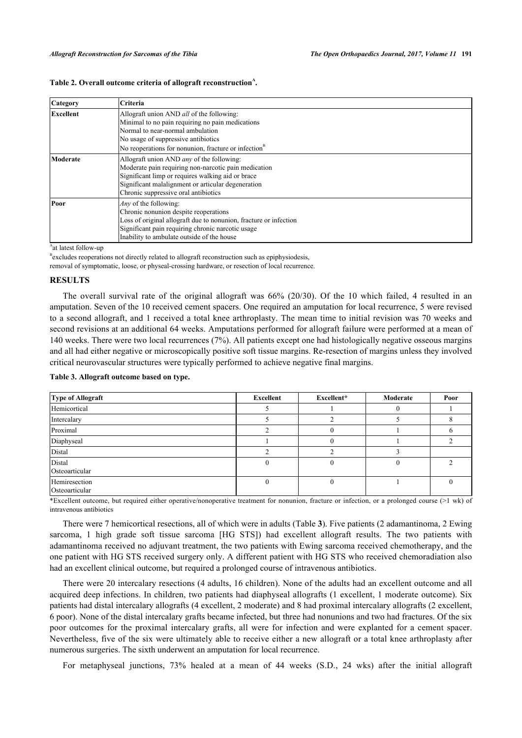**Table 2. Overall outcome criteria of allograft reconstruction[A].**

| Category | Criteria |
|---|---|
| **Excellent** | Allograft union AND *all* of the following:<br>Minimal to no pain requiring no pain medications<br>Normal to near-normal ambulation<br>No usage of suppressive antibiotics<br>No reoperations for nonunion, fracture or infection[B] |
| **Moderate** | Allograft union AND *any* of the following:<br>Moderate pain requiring non-narcotic pain medication<br>Significant limp or requires walking aid or brace<br>Significant malalignment or articular degeneration<br>Chronic suppressive oral antibiotics |
| **Poor** | *Any* of the following:<br>Chronic nonunion despite reoperations<br>Loss of original allograft due to nonunion, fracture or infection<br>Significant pain requiring chronic narcotic usage<br>Inability to ambulate outside of the house |

[A]at latest follow-up

[B]excludes reoperations not directly related to allograft reconstruction such as epiphysiodesis, removal of symptomatic, loose, or physeal-crossing hardware, or resection of local recurrence.

## RESULTS

The overall survival rate of the original allograft was 66% (20/30). Of the 10 which failed, 4 resulted in an amputation. Seven of the 10 received cement spacers. One required an amputation for local recurrence, 5 were revised to a second allograft, and 1 received a total knee arthroplasty. The mean time to initial revision was 70 weeks and second revisions at an additional 64 weeks. Amputations performed for allograft failure were performed at a mean of 140 weeks. There were two local recurrences (7%). All patients except one had histologically negative osseous margins and all had either negative or microscopically positive soft tissue margins. Re-resection of margins unless they involved critical neurovascular structures were typically performed to achieve negative final margins.

**Table 3. Allograft outcome based on type.**

| Type of Allograft | Excellent | Excellent* | Moderate | Poor |
|---|---|---|---|---|
| Hemicortical | 5 | 1 | 0 | 1 |
| Intercalary | 5 | 2 | 5 | 8 |
| Proximal | 2 | 0 | 1 | 6 |
| Diaphyseal | 1 | 0 | 1 | 2 |
| Distal | 2 | 2 | 3 | |
| Distal Osteoarticular | 0 | 0 | 0 | 2 |
| Hemiresection Osteoarticular | 0 | 0 | 1 | 0 |

*Excellent outcome, but required either operative/nonoperative treatment for nonunion, fracture or infection, or a prolonged course (>1 wk) of intravenous antibiotics

There were 7 hemicortical resections, all of which were in adults (Table **3**). Five patients (2 adamantinoma, 2 Ewing sarcoma, 1 high grade soft tissue sarcoma [HG STS]) had excellent allograft results. The two patients with adamantinoma received no adjuvant treatment, the two patients with Ewing sarcoma received chemotherapy, and the one patient with HG STS received surgery only. A different patient with HG STS who received chemoradiation also had an excellent clinical outcome, but required a prolonged course of intravenous antibiotics.

There were 20 intercalary resections (4 adults, 16 children). None of the adults had an excellent outcome and all acquired deep infections. In children, two patients had diaphyseal allografts (1 excellent, 1 moderate outcome). Six patients had distal intercalary allografts (4 excellent, 2 moderate) and 8 had proximal intercalary allografts (2 excellent, 6 poor). None of the distal intercalary grafts became infected, but three had nonunions and two had fractures. Of the six poor outcomes for the proximal intercalary grafts, all were for infection and were explanted for a cement spacer. Nevertheless, five of the six were ultimately able to receive either a new allograft or a total knee arthroplasty after numerous surgeries. The sixth underwent an amputation for local recurrence.

For metaphyseal junctions, 73% healed at a mean of 44 weeks (S.D., 24 wks) after the initial allograft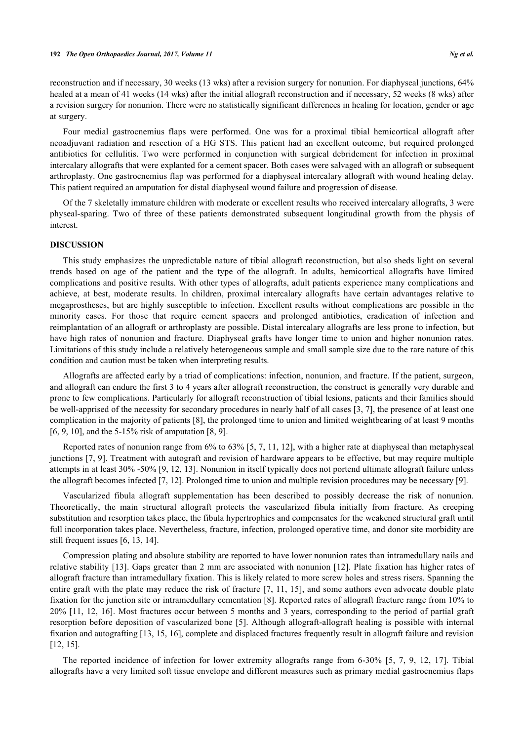reconstruction and if necessary, 30 weeks (13 wks) after a revision surgery for nonunion. For diaphyseal junctions, 64% healed at a mean of 41 weeks (14 wks) after the initial allograft reconstruction and if necessary, 52 weeks (8 wks) after a revision surgery for nonunion. There were no statistically significant differences in healing for location, gender or age at surgery.

Four medial gastrocnemius flaps were performed. One was for a proximal tibial hemicortical allograft after neoadjuvant radiation and resection of a HG STS. This patient had an excellent outcome, but required prolonged antibiotics for cellulitis. Two were performed in conjunction with surgical debridement for infection in proximal intercalary allografts that were explanted for a cement spacer. Both cases were salvaged with an allograft or subsequent arthroplasty. One gastrocnemius flap was performed for a diaphyseal intercalary allograft with wound healing delay. This patient required an amputation for distal diaphyseal wound failure and progression of disease.

Of the 7 skeletally immature children with moderate or excellent results who received intercalary allografts, 3 were physeal-sparing. Two of three of these patients demonstrated subsequent longitudinal growth from the physis of interest.

## DISCUSSION

This study emphasizes the unpredictable nature of tibial allograft reconstruction, but also sheds light on several trends based on age of the patient and the type of the allograft. In adults, hemicortical allografts have limited complications and positive results. With other types of allografts, adult patients experience many complications and achieve, at best, moderate results. In children, proximal intercalary allografts have certain advantages relative to megaprostheses, but are highly susceptible to infection. Excellent results without complications are possible in the minority cases. For those that require cement spacers and prolonged antibiotics, eradication of infection and reimplantation of an allograft or arthroplasty are possible. Distal intercalary allografts are less prone to infection, but have high rates of nonunion and fracture. Diaphyseal grafts have longer time to union and higher nonunion rates. Limitations of this study include a relatively heterogeneous sample and small sample size due to the rare nature of this condition and caution must be taken when interpreting results.

Allografts are affected early by a triad of complications: infection, nonunion, and fracture. If the patient, surgeon, and allograft can endure the first 3 to 4 years after allograft reconstruction, the construct is generally very durable and prone to few complications. Particularly for allograft reconstruction of tibial lesions, patients and their families should be well-apprised of the necessity for secondary procedures in nearly half of all cases [3, 7], the presence of at least one complication in the majority of patients [8], the prolonged time to union and limited weightbearing of at least 9 months [6, 9, 10], and the 5-15% risk of amputation [8, 9].

Reported rates of nonunion range from 6% to 63% [5, 7, 11, 12], with a higher rate at diaphyseal than metaphyseal junctions [7, 9]. Treatment with autograft and revision of hardware appears to be effective, but may require multiple attempts in at least 30% -50% [9, 12, 13]. Nonunion in itself typically does not portend ultimate allograft failure unless the allograft becomes infected [7, 12]. Prolonged time to union and multiple revision procedures may be necessary [9].

Vascularized fibula allograft supplementation has been described to possibly decrease the risk of nonunion. Theoretically, the main structural allograft protects the vascularized fibula initially from fracture. As creeping substitution and resorption takes place, the fibula hypertrophies and compensates for the weakened structural graft until full incorporation takes place. Nevertheless, fracture, infection, prolonged operative time, and donor site morbidity are still frequent issues [6, 13, 14].

Compression plating and absolute stability are reported to have lower nonunion rates than intramedullary nails and relative stability [13]. Gaps greater than 2 mm are associated with nonunion [12]. Plate fixation has higher rates of allograft fracture than intramedullary fixation. This is likely related to more screw holes and stress risers. Spanning the entire graft with the plate may reduce the risk of fracture [7, 11, 15], and some authors even advocate double plate fixation for the junction site or intramedullary cementation [8]. Reported rates of allograft fracture range from 10% to 20% [11, 12, 16]. Most fractures occur between 5 months and 3 years, corresponding to the period of partial graft resorption before deposition of vascularized bone [5]. Although allograft-allograft healing is possible with internal fixation and autografting [13, 15, 16], complete and displaced fractures frequently result in allograft failure and revision [12, 15].

The reported incidence of infection for lower extremity allografts range from 6-30% [5, 7, 9, 12, 17]. Tibial allografts have a very limited soft tissue envelope and different measures such as primary medial gastrocnemius flaps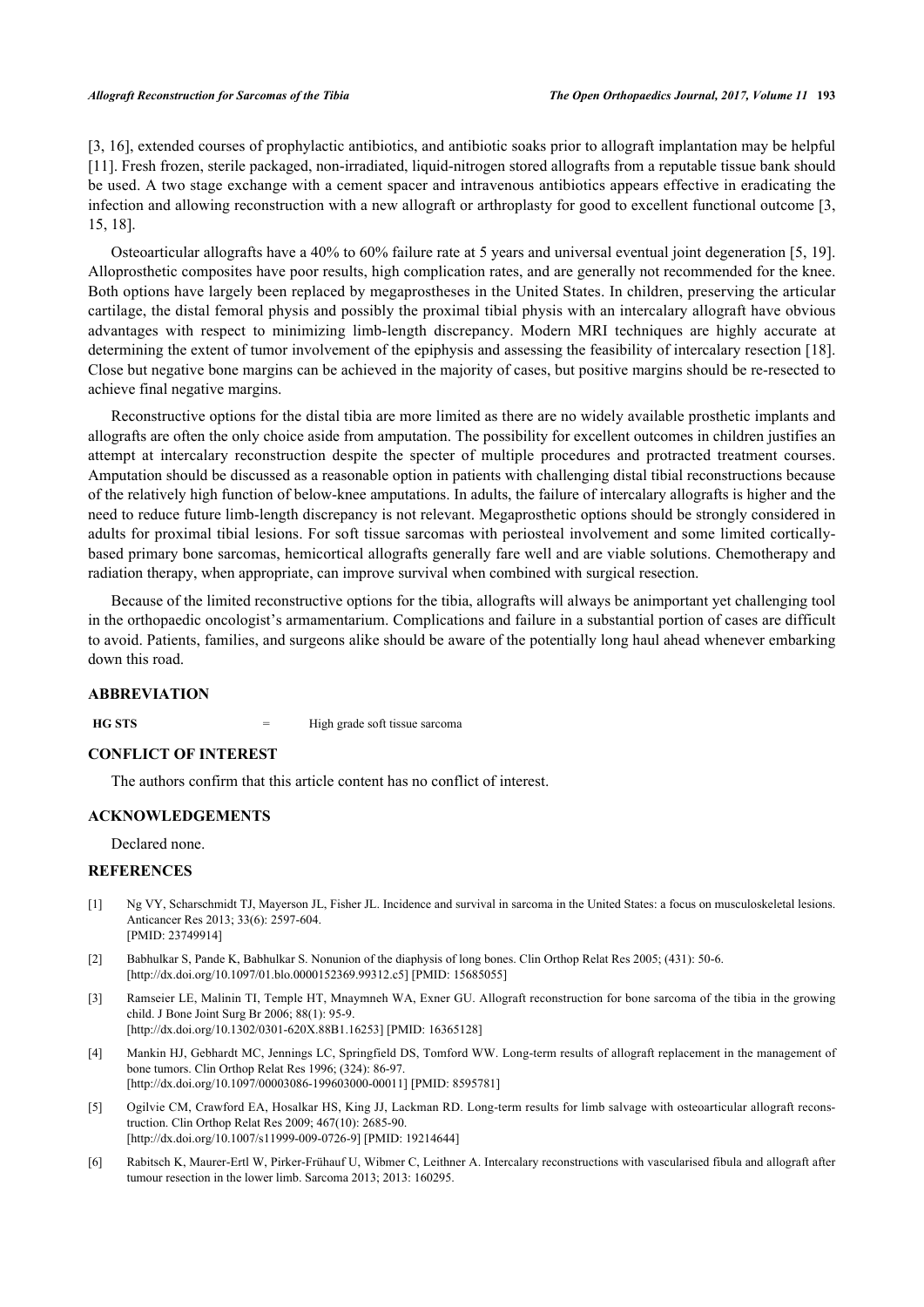[3, 16], extended courses of prophylactic antibiotics, and antibiotic soaks prior to allograft implantation may be helpful [11]. Fresh frozen, sterile packaged, non-irradiated, liquid-nitrogen stored allografts from a reputable tissue bank should be used. A two stage exchange with a cement spacer and intravenous antibiotics appears effective in eradicating the infection and allowing reconstruction with a new allograft or arthroplasty for good to excellent functional outcome [3, 15, 18].

Osteoarticular allografts have a 40% to 60% failure rate at 5 years and universal eventual joint degeneration [5, 19]. Alloprosthetic composites have poor results, high complication rates, and are generally not recommended for the knee. Both options have largely been replaced by megaprostheses in the United States. In children, preserving the articular cartilage, the distal femoral physis and possibly the proximal tibial physis with an intercalary allograft have obvious advantages with respect to minimizing limb-length discrepancy. Modern MRI techniques are highly accurate at determining the extent of tumor involvement of the epiphysis and assessing the feasibility of intercalary resection [18]. Close but negative bone margins can be achieved in the majority of cases, but positive margins should be re-resected to achieve final negative margins.

Reconstructive options for the distal tibia are more limited as there are no widely available prosthetic implants and allografts are often the only choice aside from amputation. The possibility for excellent outcomes in children justifies an attempt at intercalary reconstruction despite the specter of multiple procedures and protracted treatment courses. Amputation should be discussed as a reasonable option in patients with challenging distal tibial reconstructions because of the relatively high function of below-knee amputations. In adults, the failure of intercalary allografts is higher and the need to reduce future limb-length discrepancy is not relevant. Megaprosthetic options should be strongly considered in adults for proximal tibial lesions. For soft tissue sarcomas with periosteal involvement and some limited cortically-based primary bone sarcomas, hemicortical allografts generally fare well and are viable solutions. Chemotherapy and radiation therapy, when appropriate, can improve survival when combined with surgical resection.

Because of the limited reconstructive options for the tibia, allografts will always be animportant yet challenging tool in the orthopaedic oncologist's armamentarium. Complications and failure in a substantial portion of cases are difficult to avoid. Patients, families, and surgeons alike should be aware of the potentially long haul ahead whenever embarking down this road.

## ABBREVIATION

| | | |
|---|---|---|
| **HG STS** | = | High grade soft tissue sarcoma |

## CONFLICT OF INTEREST

The authors confirm that this article content has no conflict of interest.

## ACKNOWLEDGEMENTS

Declared none.

## REFERENCES

[1] Ng VY, Scharschmidt TJ, Mayerson JL, Fisher JL. Incidence and survival in sarcoma in the United States: a focus on musculoskeletal lesions. Anticancer Res 2013; 33(6): 2597-604. [PMID: 23749914]

[2] Babhulkar S, Pande K, Babhulkar S. Nonunion of the diaphysis of long bones. Clin Orthop Relat Res 2005; (431): 50-6. [http://dx.doi.org/10.1097/01.blo.0000152369.99312.c5] [PMID: 15685055]

[3] Ramseier LE, Malinin TI, Temple HT, Mnaymneh WA, Exner GU. Allograft reconstruction for bone sarcoma of the tibia in the growing child. J Bone Joint Surg Br 2006; 88(1): 95-9. [http://dx.doi.org/10.1302/0301-620X.88B1.16253] [PMID: 16365128]

[4] Mankin HJ, Gebhardt MC, Jennings LC, Springfield DS, Tomford WW. Long-term results of allograft replacement in the management of bone tumors. Clin Orthop Relat Res 1996; (324): 86-97. [http://dx.doi.org/10.1097/00003086-199603000-00011] [PMID: 8595781]

[5] Ogilvie CM, Crawford EA, Hosalkar HS, King JJ, Lackman RD. Long-term results for limb salvage with osteoarticular allograft reconstruction. Clin Orthop Relat Res 2009; 467(10): 2685-90. [http://dx.doi.org/10.1007/s11999-009-0726-9] [PMID: 19214644]

[6] Rabitsch K, Maurer-Ertl W, Pirker-Frühauf U, Wibmer C, Leithner A. Intercalary reconstructions with vascularised fibula and allograft after tumour resection in the lower limb. Sarcoma 2013; 2013: 160295.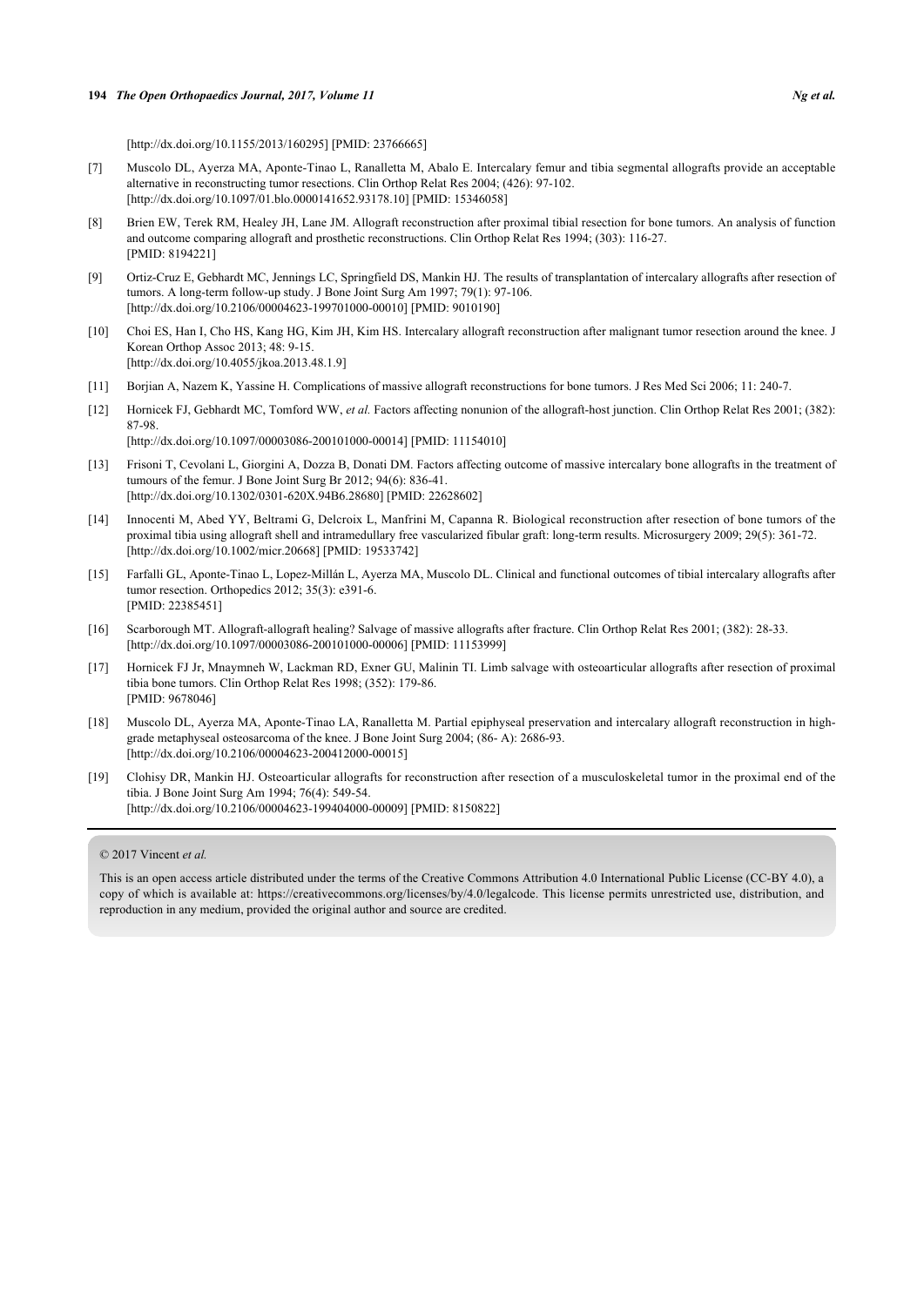[http://dx.doi.org/10.1155/2013/160295] [PMID: 23766665]

[7] Muscolo DL, Ayerza MA, Aponte-Tinao L, Ranalletta M, Abalo E. Intercalary femur and tibia segmental allografts provide an acceptable alternative in reconstructing tumor resections. Clin Orthop Relat Res 2004; (426): 97-102.
[http://dx.doi.org/10.1097/01.blo.0000141652.93178.10] [PMID: 15346058]

[8] Brien EW, Terek RM, Healey JH, Lane JM. Allograft reconstruction after proximal tibial resection for bone tumors. An analysis of function and outcome comparing allograft and prosthetic reconstructions. Clin Orthop Relat Res 1994; (303): 116-27.
[PMID: 8194221]

[9] Ortiz-Cruz E, Gebhardt MC, Jennings LC, Springfield DS, Mankin HJ. The results of transplantation of intercalary allografts after resection of tumors. A long-term follow-up study. J Bone Joint Surg Am 1997; 79(1): 97-106.
[http://dx.doi.org/10.2106/00004623-199701000-00010] [PMID: 9010190]

[10] Choi ES, Han I, Cho HS, Kang HG, Kim JH, Kim HS. Intercalary allograft reconstruction after malignant tumor resection around the knee. J Korean Orthop Assoc 2013; 48: 9-15.
[http://dx.doi.org/10.4055/jkoa.2013.48.1.9]

[11] Borjian A, Nazem K, Yassine H. Complications of massive allograft reconstructions for bone tumors. J Res Med Sci 2006; 11: 240-7.

[12] Hornicek FJ, Gebhardt MC, Tomford WW, *et al.* Factors affecting nonunion of the allograft-host junction. Clin Orthop Relat Res 2001; (382): 87-98.
[http://dx.doi.org/10.1097/00003086-200101000-00014] [PMID: 11154010]

[13] Frisoni T, Cevolani L, Giorgini A, Dozza B, Donati DM. Factors affecting outcome of massive intercalary bone allografts in the treatment of tumours of the femur. J Bone Joint Surg Br 2012; 94(6): 836-41.
[http://dx.doi.org/10.1302/0301-620X.94B6.28680] [PMID: 22628602]

[14] Innocenti M, Abed YY, Beltrami G, Delcroix L, Manfrini M, Capanna R. Biological reconstruction after resection of bone tumors of the proximal tibia using allograft shell and intramedullary free vascularized fibular graft: long-term results. Microsurgery 2009; 29(5): 361-72.
[http://dx.doi.org/10.1002/micr.20668] [PMID: 19533742]

[15] Farfalli GL, Aponte-Tinao L, Lopez-Millán L, Ayerza MA, Muscolo DL. Clinical and functional outcomes of tibial intercalary allografts after tumor resection. Orthopedics 2012; 35(3): e391-6.
[PMID: 22385451]

[16] Scarborough MT. Allograft-allograft healing? Salvage of massive allografts after fracture. Clin Orthop Relat Res 2001; (382): 28-33.
[http://dx.doi.org/10.1097/00003086-200101000-00006] [PMID: 11153999]

[17] Hornicek FJ Jr, Mnaymneh W, Lackman RD, Exner GU, Malinin TI. Limb salvage with osteoarticular allografts after resection of proximal tibia bone tumors. Clin Orthop Relat Res 1998; (352): 179-86.
[PMID: 9678046]

[18] Muscolo DL, Ayerza MA, Aponte-Tinao LA, Ranalletta M. Partial epiphyseal preservation and intercalary allograft reconstruction in high-grade metaphyseal osteosarcoma of the knee. J Bone Joint Surg 2004; (86- A): 2686-93.
[http://dx.doi.org/10.2106/00004623-200412000-00015]

[19] Clohisy DR, Mankin HJ. Osteoarticular allografts for reconstruction after resection of a musculoskeletal tumor in the proximal end of the tibia. J Bone Joint Surg Am 1994; 76(4): 549-54.
[http://dx.doi.org/10.2106/00004623-199404000-00009] [PMID: 8150822]

© 2017 Vincent *et al.*

This is an open access article distributed under the terms of the Creative Commons Attribution 4.0 International Public License (CC-BY 4.0), a copy of which is available at: https://creativecommons.org/licenses/by/4.0/legalcode. This license permits unrestricted use, distribution, and reproduction in any medium, provided the original author and source are credited.